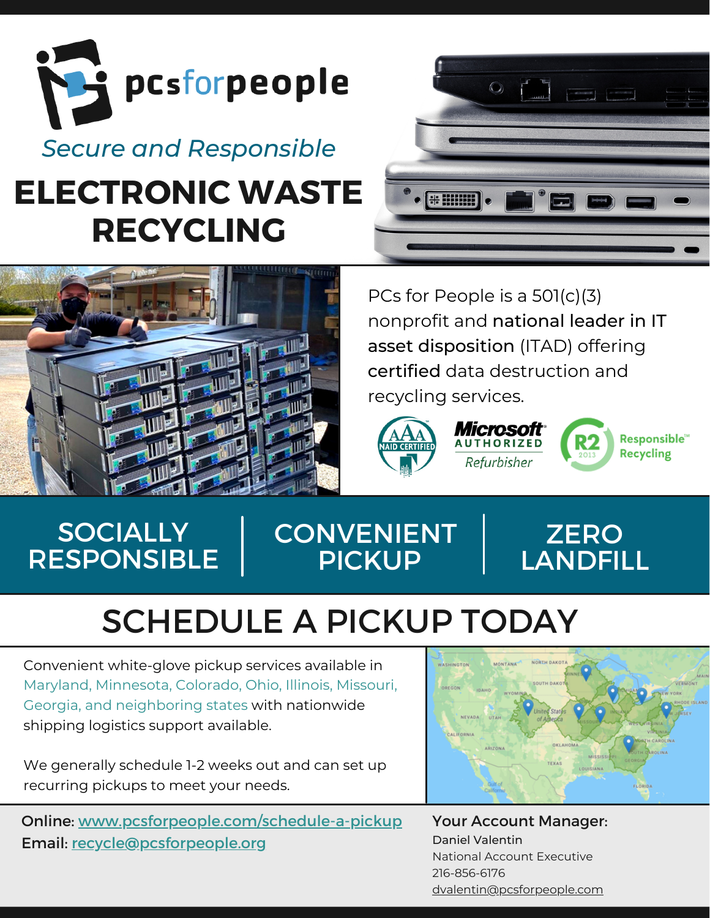pcsforpeople

*Secure and Responsible*

# ELECTRONIC WASTE RECYCLING

PCs for People is a 501(c)(3) nonprofit and national leader in IT asset disposition (ITAD) offering certified data destruction and recycling services.

AAA NAID CERTIFIED | Microsoft AUTHORIZED Refurbisher | R2 2013 Responsible Recycling

SOCIALLY RESPONSIBLE | CONVENIENT PICKUP | ZERO LANDFILL

## SCHEDULE A PICKUP TODAY

Convenient white-glove pickup services available in Maryland, Minnesota, Colorado, Ohio, Illinois, Missouri, Georgia, and neighboring states with nationwide shipping logistics support available.

We generally schedule 1-2 weeks out and can set up recurring pickups to meet your needs.

Online: [www.pcsforpeople.com/schedule-a-pickup](www.pcsforpeople.com/schedule-a-pickup)
Email: [recycle@pcsforpeople.org](mailto:recycle@pcsforpeople.org)

**Your Account Manager:**
Daniel Valentin
National Account Executive
216-856-6176
dvalentin@pcsforpeople.com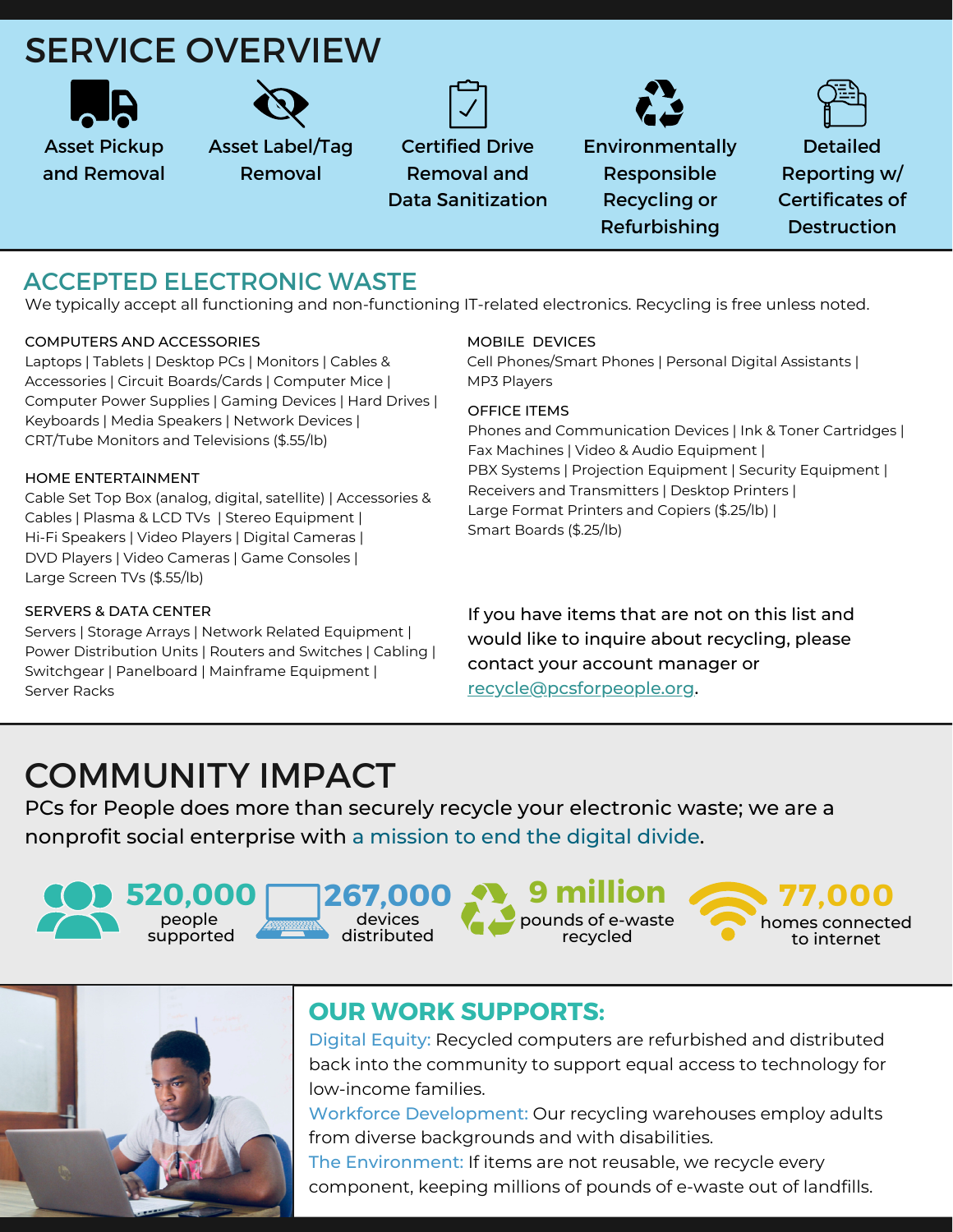# SERVICE OVERVIEW

- Asset Pickup and Removal
- Asset Label/Tag Removal
- Certified Drive Removal and Data Sanitization
- Environmentally Responsible Recycling or Refurbishing
- Detailed Reporting w/ Certificates of Destruction

## ACCEPTED ELECTRONIC WASTE

We typically accept all functioning and non-functioning IT-related electronics. Recycling is free unless noted.

### COMPUTERS AND ACCESSORIES

Laptops | Tablets | Desktop PCs | Monitors | Cables & Accessories | Circuit Boards/Cards | Computer Mice | Computer Power Supplies | Gaming Devices | Hard Drives | Keyboards | Media Speakers | Network Devices | CRT/Tube Monitors and Televisions ($.55/lb)

### HOME ENTERTAINMENT

Cable Set Top Box (analog, digital, satellite) | Accessories & Cables | Plasma & LCD TVs | Stereo Equipment | Hi-Fi Speakers | Video Players | Digital Cameras | DVD Players | Video Cameras | Game Consoles | Large Screen TVs ($.55/lb)

### SERVERS & DATA CENTER

Servers | Storage Arrays | Network Related Equipment | Power Distribution Units | Routers and Switches | Cabling | Switchgear | Panelboard | Mainframe Equipment | Server Racks

### MOBILE DEVICES

Cell Phones/Smart Phones | Personal Digital Assistants | MP3 Players

### OFFICE ITEMS

Phones and Communication Devices | Ink & Toner Cartridges | Fax Machines | Video & Audio Equipment | PBX Systems | Projection Equipment | Security Equipment | Receivers and Transmitters | Desktop Printers | Large Format Printers and Copiers ($.25/lb) | Smart Boards ($.25/lb)

If you have items that are not on this list and would like to inquire about recycling, please contact your account manager or recycle@pcsforpeople.org.

# COMMUNITY IMPACT

PCs for People does more than securely recycle your electronic waste; we are a nonprofit social enterprise with a mission to end the digital divide.

**520,000** people supported

**267,000** devices distributed

**9 million** pounds of e-waste recycled

**77,000** homes connected to internet

## OUR WORK SUPPORTS:

Digital Equity: Recycled computers are refurbished and distributed back into the community to support equal access to technology for low-income families.

Workforce Development: Our recycling warehouses employ adults from diverse backgrounds and with disabilities.

The Environment: If items are not reusable, we recycle every component, keeping millions of pounds of e-waste out of landfills.